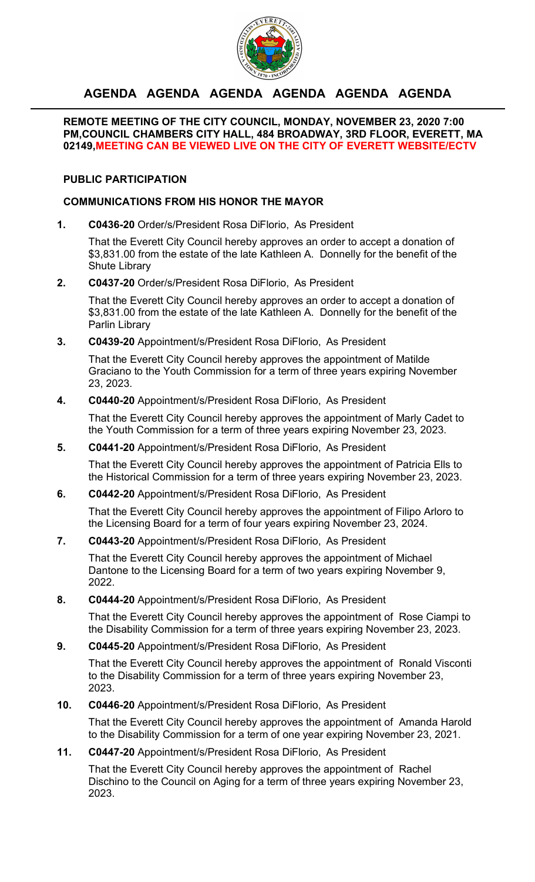# AGENDA AGENDA AGENDA AGENDA AGENDA AGENDA

**REMOTE MEETING OF THE CITY COUNCIL, MONDAY, NOVEMBER 23, 2020 7:00 PM,COUNCIL CHAMBERS CITY HALL, 484 BROADWAY, 3RD FLOOR, EVERETT, MA 02149,MEETING CAN BE VIEWED LIVE ON THE CITY OF EVERETT WEBSITE/ECTV**

## PUBLIC PARTICIPATION

## COMMUNICATIONS FROM HIS HONOR THE MAYOR

1. **C0436-20** Order/s/President Rosa DiFlorio, As President

   That the Everett City Council hereby approves an order to accept a donation of $3,831.00 from the estate of the late Kathleen A. Donnelly for the benefit of the Shute Library

2. **C0437-20** Order/s/President Rosa DiFlorio, As President

   That the Everett City Council hereby approves an order to accept a donation of $3,831.00 from the estate of the late Kathleen A. Donnelly for the benefit of the Parlin Library

3. **C0439-20** Appointment/s/President Rosa DiFlorio, As President

   That the Everett City Council hereby approves the appointment of Matilde Graciano to the Youth Commission for a term of three years expiring November 23, 2023.

4. **C0440-20** Appointment/s/President Rosa DiFlorio, As President

   That the Everett City Council hereby approves the appointment of Marly Cadet to the Youth Commission for a term of three years expiring November 23, 2023.

5. **C0441-20** Appointment/s/President Rosa DiFlorio, As President

   That the Everett City Council hereby approves the appointment of Patricia Ells to the Historical Commission for a term of three years expiring November 23, 2023.

6. **C0442-20** Appointment/s/President Rosa DiFlorio, As President

   That the Everett City Council hereby approves the appointment of Filipo Arloro to the Licensing Board for a term of four years expiring November 23, 2024.

7. **C0443-20** Appointment/s/President Rosa DiFlorio, As President

   That the Everett City Council hereby approves the appointment of Michael Dantone to the Licensing Board for a term of two years expiring November 9, 2022.

8. **C0444-20** Appointment/s/President Rosa DiFlorio, As President

   That the Everett City Council hereby approves the appointment of Rose Ciampi to the Disability Commission for a term of three years expiring November 23, 2023.

9. **C0445-20** Appointment/s/President Rosa DiFlorio, As President

   That the Everett City Council hereby approves the appointment of Ronald Visconti to the Disability Commission for a term of three years expiring November 23, 2023.

10. **C0446-20** Appointment/s/President Rosa DiFlorio, As President

    That the Everett City Council hereby approves the appointment of Amanda Harold to the Disability Commission for a term of one year expiring November 23, 2021.

11. **C0447-20** Appointment/s/President Rosa DiFlorio, As President

    That the Everett City Council hereby approves the appointment of Rachel Dischino to the Council on Aging for a term of three years expiring November 23, 2023.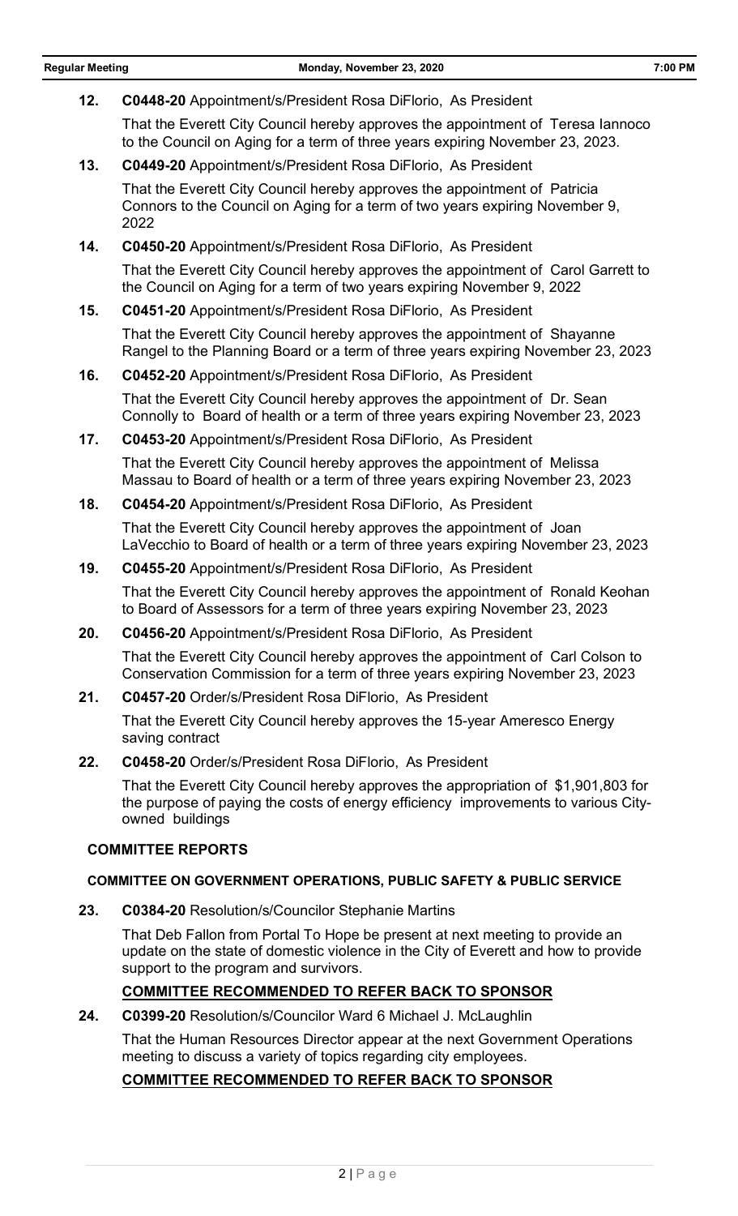**12. C0448-20** Appointment/s/President Rosa DiFlorio, As President

That the Everett City Council hereby approves the appointment of Teresa Iannoco to the Council on Aging for a term of three years expiring November 23, 2023.

**13. C0449-20** Appointment/s/President Rosa DiFlorio, As President

That the Everett City Council hereby approves the appointment of Patricia Connors to the Council on Aging for a term of two years expiring November 9, 2022

**14. C0450-20** Appointment/s/President Rosa DiFlorio, As President

That the Everett City Council hereby approves the appointment of Carol Garrett to the Council on Aging for a term of two years expiring November 9, 2022

**15. C0451-20** Appointment/s/President Rosa DiFlorio, As President

That the Everett City Council hereby approves the appointment of Shayanne Rangel to the Planning Board or a term of three years expiring November 23, 2023

**16. C0452-20** Appointment/s/President Rosa DiFlorio, As President

That the Everett City Council hereby approves the appointment of Dr. Sean Connolly to Board of health or a term of three years expiring November 23, 2023

**17. C0453-20** Appointment/s/President Rosa DiFlorio, As President

That the Everett City Council hereby approves the appointment of Melissa Massau to Board of health or a term of three years expiring November 23, 2023

**18. C0454-20** Appointment/s/President Rosa DiFlorio, As President

That the Everett City Council hereby approves the appointment of Joan LaVecchio to Board of health or a term of three years expiring November 23, 2023

**19. C0455-20** Appointment/s/President Rosa DiFlorio, As President

That the Everett City Council hereby approves the appointment of Ronald Keohan to Board of Assessors for a term of three years expiring November 23, 2023

**20. C0456-20** Appointment/s/President Rosa DiFlorio, As President

That the Everett City Council hereby approves the appointment of Carl Colson to Conservation Commission for a term of three years expiring November 23, 2023

**21. C0457-20** Order/s/President Rosa DiFlorio, As President

That the Everett City Council hereby approves the 15-year Ameresco Energy saving contract

**22. C0458-20** Order/s/President Rosa DiFlorio, As President

That the Everett City Council hereby approves the appropriation of $1,901,803 for the purpose of paying the costs of energy efficiency improvements to various City-owned buildings

## COMMITTEE REPORTS

### COMMITTEE ON GOVERNMENT OPERATIONS, PUBLIC SAFETY & PUBLIC SERVICE

**23. C0384-20** Resolution/s/Councilor Stephanie Martins

That Deb Fallon from Portal To Hope be present at next meeting to provide an update on the state of domestic violence in the City of Everett and how to provide support to the program and survivors.

**COMMITTEE RECOMMENDED TO REFER BACK TO SPONSOR**

**24. C0399-20** Resolution/s/Councilor Ward 6 Michael J. McLaughlin

That the Human Resources Director appear at the next Government Operations meeting to discuss a variety of topics regarding city employees.

**COMMITTEE RECOMMENDED TO REFER BACK TO SPONSOR**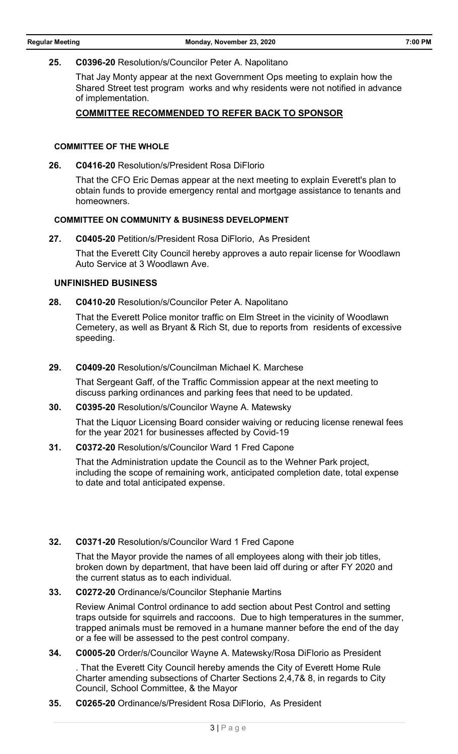**25.** **C0396-20** Resolution/s/Councilor Peter A. Napolitano

That Jay Monty appear at the next Government Ops meeting to explain how the Shared Street test program works and why residents were not notified in advance of implementation.

**COMMITTEE RECOMMENDED TO REFER BACK TO SPONSOR**

### COMMITTEE OF THE WHOLE

**26.** **C0416-20** Resolution/s/President Rosa DiFlorio

That the CFO Eric Demas appear at the next meeting to explain Everett's plan to obtain funds to provide emergency rental and mortgage assistance to tenants and homeowners.

### COMMITTEE ON COMMUNITY & BUSINESS DEVELOPMENT

**27.** **C0405-20** Petition/s/President Rosa DiFlorio, As President

That the Everett City Council hereby approves a auto repair license for Woodlawn Auto Service at 3 Woodlawn Ave.

### UNFINISHED BUSINESS

**28.** **C0410-20** Resolution/s/Councilor Peter A. Napolitano

That the Everett Police monitor traffic on Elm Street in the vicinity of Woodlawn Cemetery, as well as Bryant & Rich St, due to reports from residents of excessive speeding.

**29.** **C0409-20** Resolution/s/Councilman Michael K. Marchese

That Sergeant Gaff, of the Traffic Commission appear at the next meeting to discuss parking ordinances and parking fees that need to be updated.

**30.** **C0395-20** Resolution/s/Councilor Wayne A. Matewsky

That the Liquor Licensing Board consider waiving or reducing license renewal fees for the year 2021 for businesses affected by Covid-19

**31.** **C0372-20** Resolution/s/Councilor Ward 1 Fred Capone

That the Administration update the Council as to the Wehner Park project, including the scope of remaining work, anticipated completion date, total expense to date and total anticipated expense.

**32.** **C0371-20** Resolution/s/Councilor Ward 1 Fred Capone

That the Mayor provide the names of all employees along with their job titles, broken down by department, that have been laid off during or after FY 2020 and the current status as to each individual.

**33.** **C0272-20** Ordinance/s/Councilor Stephanie Martins

Review Animal Control ordinance to add section about Pest Control and setting traps outside for squirrels and raccoons. Due to high temperatures in the summer, trapped animals must be removed in a humane manner before the end of the day or a fee will be assessed to the pest control company.

**34.** **C0005-20** Order/s/Councilor Wayne A. Matewsky/Rosa DiFlorio as President

. That the Everett City Council hereby amends the City of Everett Home Rule Charter amending subsections of Charter Sections 2,4,7& 8, in regards to City Council, School Committee, & the Mayor

**35.** **C0265-20** Ordinance/s/President Rosa DiFlorio, As President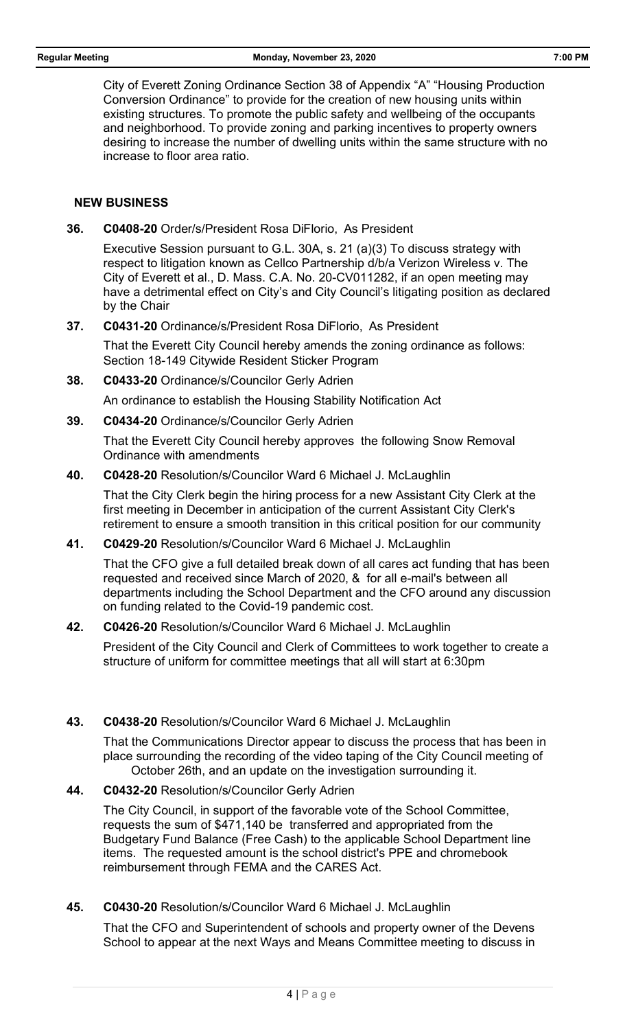City of Everett Zoning Ordinance Section 38 of Appendix "A" "Housing Production Conversion Ordinance" to provide for the creation of new housing units within existing structures. To promote the public safety and wellbeing of the occupants and neighborhood. To provide zoning and parking incentives to property owners desiring to increase the number of dwelling units within the same structure with no increase to floor area ratio.

## NEW BUSINESS

**36. C0408-20** Order/s/President Rosa DiFlorio, As President

Executive Session pursuant to G.L. 30A, s. 21 (a)(3) To discuss strategy with respect to litigation known as Cellco Partnership d/b/a Verizon Wireless v. The City of Everett et al., D. Mass. C.A. No. 20-CV011282, if an open meeting may have a detrimental effect on City's and City Council's litigating position as declared by the Chair

**37. C0431-20** Ordinance/s/President Rosa DiFlorio, As President

That the Everett City Council hereby amends the zoning ordinance as follows: Section 18-149 Citywide Resident Sticker Program

**38. C0433-20** Ordinance/s/Councilor Gerly Adrien

An ordinance to establish the Housing Stability Notification Act

**39. C0434-20** Ordinance/s/Councilor Gerly Adrien

That the Everett City Council hereby approves the following Snow Removal Ordinance with amendments

**40. C0428-20** Resolution/s/Councilor Ward 6 Michael J. McLaughlin

That the City Clerk begin the hiring process for a new Assistant City Clerk at the first meeting in December in anticipation of the current Assistant City Clerk's retirement to ensure a smooth transition in this critical position for our community

**41. C0429-20** Resolution/s/Councilor Ward 6 Michael J. McLaughlin

That the CFO give a full detailed break down of all cares act funding that has been requested and received since March of 2020, & for all e-mail's between all departments including the School Department and the CFO around any discussion on funding related to the Covid-19 pandemic cost.

**42. C0426-20** Resolution/s/Councilor Ward 6 Michael J. McLaughlin

President of the City Council and Clerk of Committees to work together to create a structure of uniform for committee meetings that all will start at 6:30pm

**43. C0438-20** Resolution/s/Councilor Ward 6 Michael J. McLaughlin

That the Communications Director appear to discuss the process that has been in place surrounding the recording of the video taping of the City Council meeting of October 26th, and an update on the investigation surrounding it.

**44. C0432-20** Resolution/s/Councilor Gerly Adrien

The City Council, in support of the favorable vote of the School Committee, requests the sum of $471,140 be transferred and appropriated from the Budgetary Fund Balance (Free Cash) to the applicable School Department line items. The requested amount is the school district's PPE and chromebook reimbursement through FEMA and the CARES Act.

**45. C0430-20** Resolution/s/Councilor Ward 6 Michael J. McLaughlin

That the CFO and Superintendent of schools and property owner of the Devens School to appear at the next Ways and Means Committee meeting to discuss in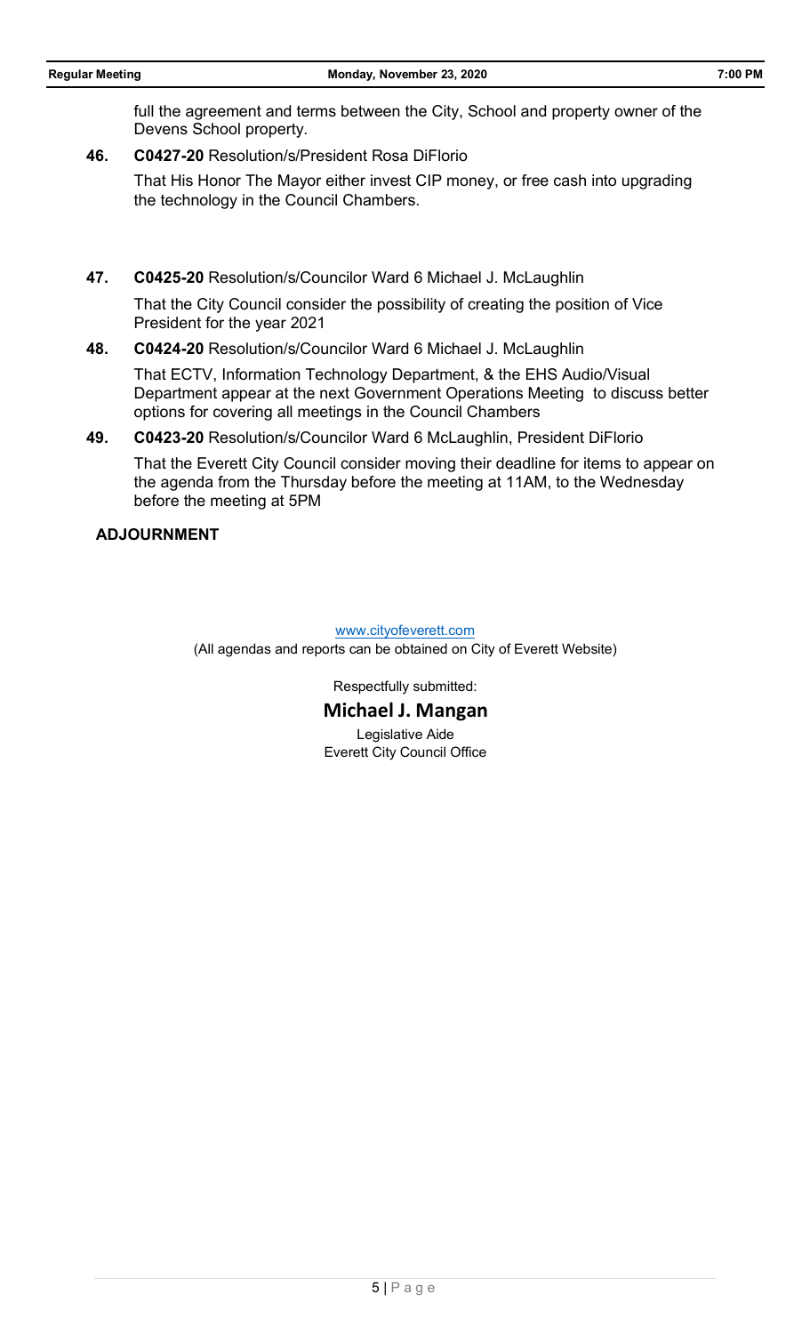full the agreement and terms between the City, School and property owner of the Devens School property.

**46.** **C0427-20** Resolution/s/President Rosa DiFlorio

That His Honor The Mayor either invest CIP money, or free cash into upgrading the technology in the Council Chambers.

**47.** **C0425-20** Resolution/s/Councilor Ward 6 Michael J. McLaughlin

That the City Council consider the possibility of creating the position of Vice President for the year 2021

**48.** **C0424-20** Resolution/s/Councilor Ward 6 Michael J. McLaughlin

That ECTV, Information Technology Department, & the EHS Audio/Visual Department appear at the next Government Operations Meeting to discuss better options for covering all meetings in the Council Chambers

**49.** **C0423-20** Resolution/s/Councilor Ward 6 McLaughlin, President DiFlorio

That the Everett City Council consider moving their deadline for items to appear on the agenda from the Thursday before the meeting at 11AM, to the Wednesday before the meeting at 5PM

**ADJOURNMENT**

www.cityofeverett.com
(All agendas and reports can be obtained on City of Everett Website)

Respectfully submitted:

**Michael J. Mangan**
Legislative Aide
Everett City Council Office